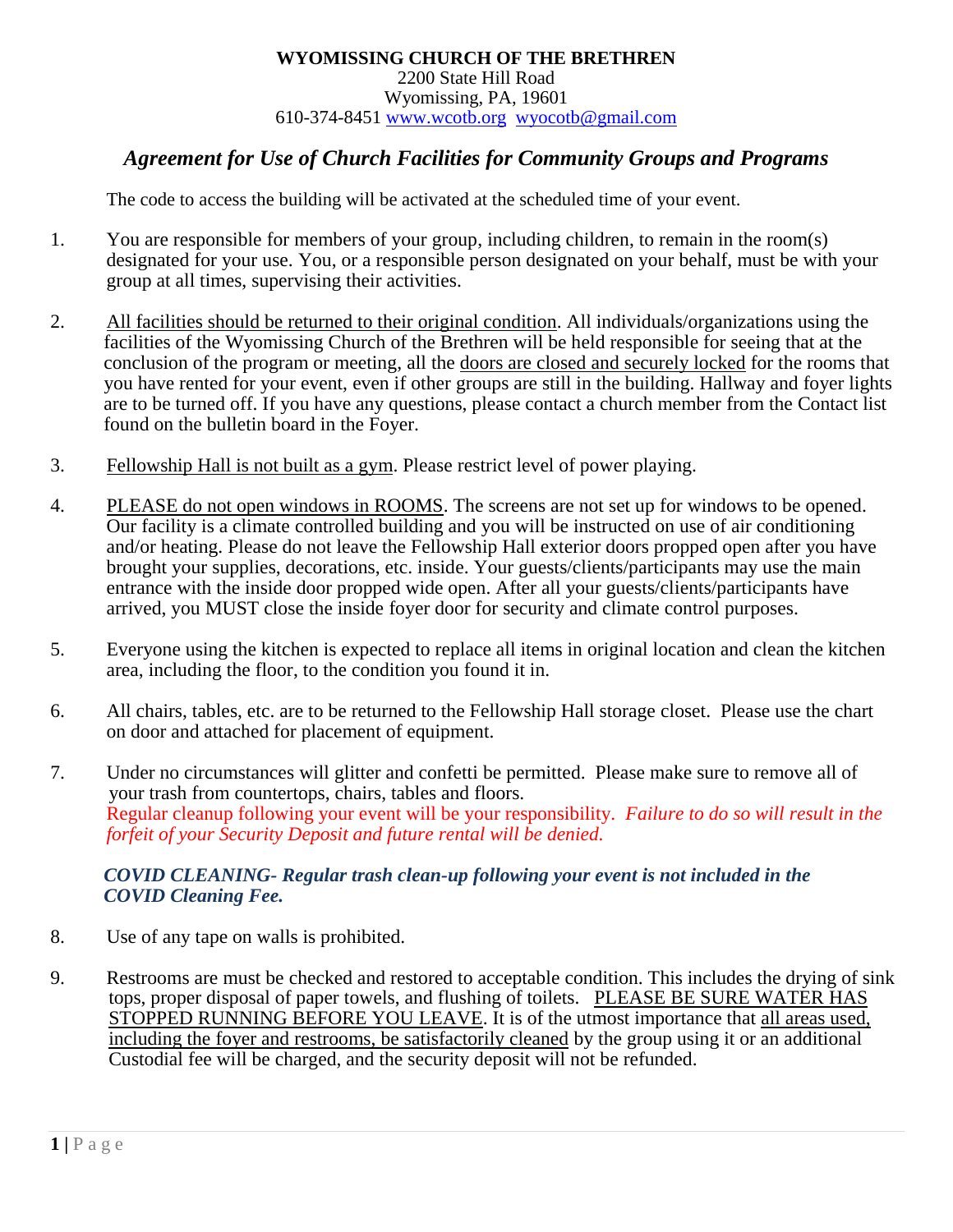**WYOMISSING CHURCH OF THE BRETHREN**
2200 State Hill Road
Wyomissing, PA, 19601
610-374-8451 www.wcotb.org wyocotb@gmail.com

## *Agreement for Use of Church Facilities for Community Groups and Programs*

The code to access the building will be activated at the scheduled time of your event.

1. You are responsible for members of your group, including children, to remain in the room(s) designated for your use. You, or a responsible person designated on your behalf, must be with your group at all times, supervising their activities.

2. <u>All facilities should be returned to their original condition</u>. All individuals/organizations using the facilities of the Wyomissing Church of the Brethren will be held responsible for seeing that at the conclusion of the program or meeting, all the <u>doors are closed and securely locked</u> for the rooms that you have rented for your event, even if other groups are still in the building. Hallway and foyer lights are to be turned off. If you have any questions, please contact a church member from the Contact list found on the bulletin board in the Foyer.

3. <u>Fellowship Hall is not built as a gym</u>. Please restrict level of power playing.

4. <u>PLEASE do not open windows in ROOMS</u>. The screens are not set up for windows to be opened. Our facility is a climate controlled building and you will be instructed on use of air conditioning and/or heating. Please do not leave the Fellowship Hall exterior doors propped open after you have brought your supplies, decorations, etc. inside. Your guests/clients/participants may use the main entrance with the inside door propped wide open. After all your guests/clients/participants have arrived, you MUST close the inside foyer door for security and climate control purposes.

5. Everyone using the kitchen is expected to replace all items in original location and clean the kitchen area, including the floor, to the condition you found it in.

6. All chairs, tables, etc. are to be returned to the Fellowship Hall storage closet. Please use the chart on door and attached for placement of equipment.

7. Under no circumstances will glitter and confetti be permitted. Please make sure to remove all of your trash from countertops, chairs, tables and floors.
   Regular cleanup following your event will be your responsibility. *Failure to do so will result in the forfeit of your Security Deposit and future rental will be denied.*

   ***COVID CLEANING- Regular trash clean-up following your event is not included in the COVID Cleaning Fee.***

8. Use of any tape on walls is prohibited.

9. Restrooms are must be checked and restored to acceptable condition. This includes the drying of sink tops, proper disposal of paper towels, and flushing of toilets. <u>PLEASE BE SURE WATER HAS STOPPED RUNNING BEFORE YOU LEAVE</u>. It is of the utmost importance that <u>all areas used, including the foyer and restrooms, be satisfactorily cleaned</u> by the group using it or an additional Custodial fee will be charged, and the security deposit will not be refunded.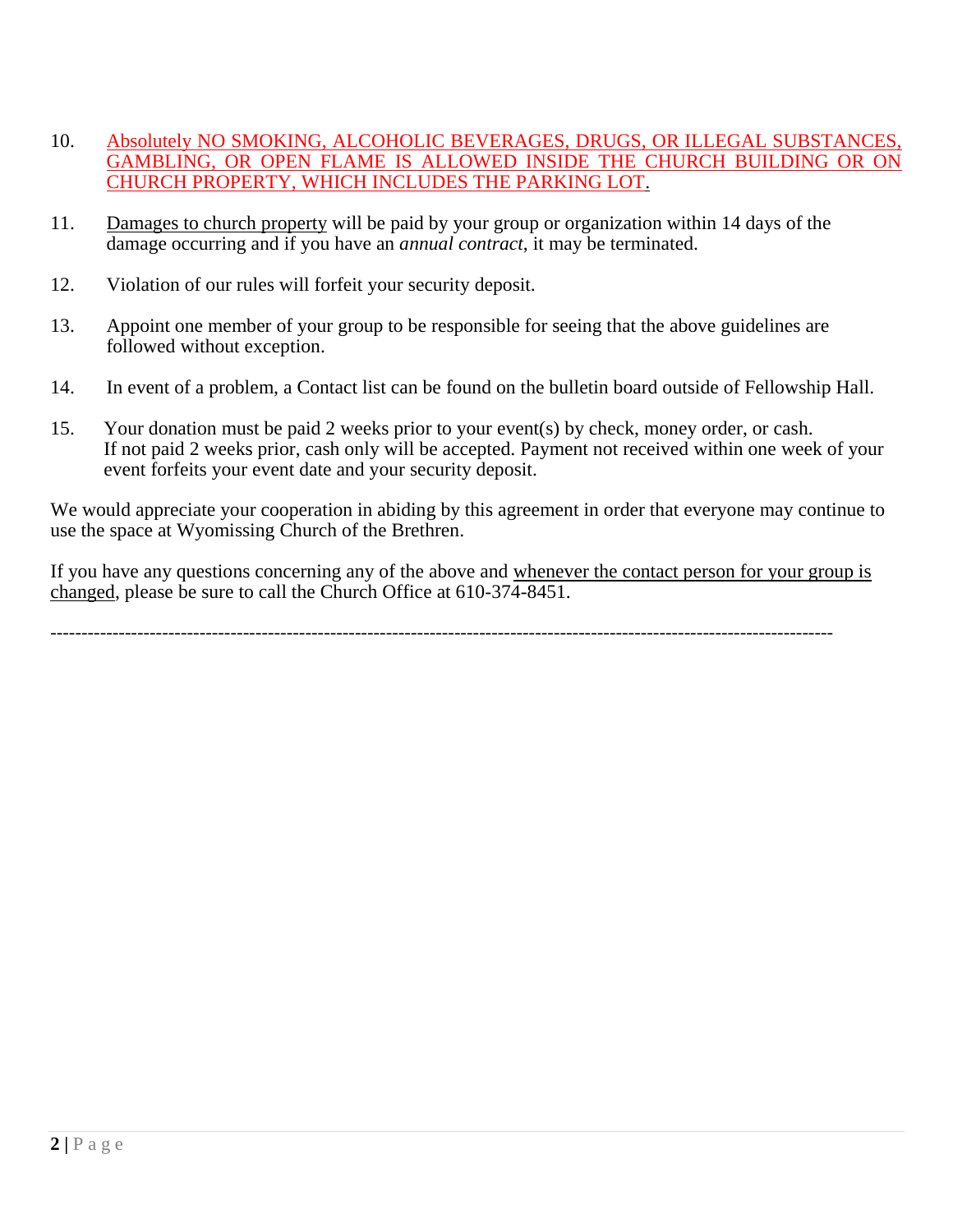10. Absolutely NO SMOKING, ALCOHOLIC BEVERAGES, DRUGS, OR ILLEGAL SUBSTANCES, GAMBLING, OR OPEN FLAME IS ALLOWED INSIDE THE CHURCH BUILDING OR ON CHURCH PROPERTY, WHICH INCLUDES THE PARKING LOT.

11. Damages to church property will be paid by your group or organization within 14 days of the damage occurring and if you have an *annual contract*, it may be terminated.

12. Violation of our rules will forfeit your security deposit.

13. Appoint one member of your group to be responsible for seeing that the above guidelines are followed without exception.

14. In event of a problem, a Contact list can be found on the bulletin board outside of Fellowship Hall.

15. Your donation must be paid 2 weeks prior to your event(s) by check, money order, or cash. If not paid 2 weeks prior, cash only will be accepted. Payment not received within one week of your event forfeits your event date and your security deposit.

We would appreciate your cooperation in abiding by this agreement in order that everyone may continue to use the space at Wyomissing Church of the Brethren.

If you have any questions concerning any of the above and whenever the contact person for your group is changed, please be sure to call the Church Office at 610-374-8451.

---